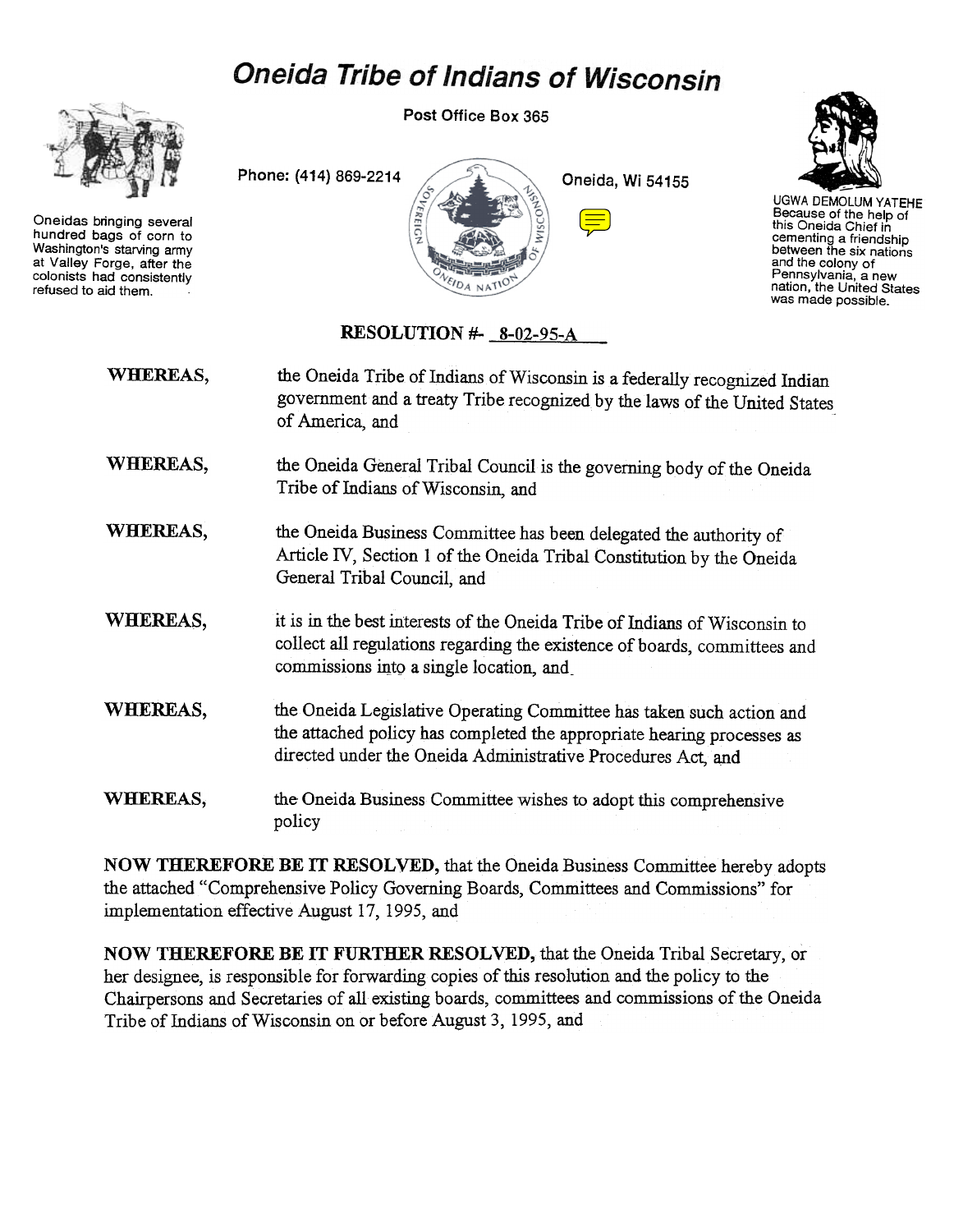# Oneida Tribe of Indians of Wisconsin

Post Office Box 365

Phone: (414) 869-2214

Oneida, Wi 54155

Oneidas bringing several hundred bags of corn to Washington's starving army at Valley Forge, after the colonists had consistently refused to aid them.

UGWA DEMOLUM YATEHE
Because of the help of this Oneida Chief in cementing a friendship between the six nations and the colony of Pennsylvania, a new nation, the United States was made possible.

## RESOLUTION #- 8-02-95-A

**WHEREAS,** the Oneida Tribe of Indians of Wisconsin is a federally recognized Indian government and a treaty Tribe recognized by the laws of the United States of America, and

**WHEREAS,** the Oneida General Tribal Council is the governing body of the Oneida Tribe of Indians of Wisconsin, and

**WHEREAS,** the Oneida Business Committee has been delegated the authority of Article IV, Section 1 of the Oneida Tribal Constitution by the Oneida General Tribal Council, and

**WHEREAS,** it is in the best interests of the Oneida Tribe of Indians of Wisconsin to collect all regulations regarding the existence of boards, committees and commissions into a single location, and

**WHEREAS,** the Oneida Legislative Operating Committee has taken such action and the attached policy has completed the appropriate hearing processes as directed under the Oneida Administrative Procedures Act, and

**WHEREAS,** the Oneida Business Committee wishes to adopt this comprehensive policy

**NOW THEREFORE BE IT RESOLVED,** that the Oneida Business Committee hereby adopts the attached "Comprehensive Policy Governing Boards, Committees and Commissions" for implementation effective August 17, 1995, and

**NOW THEREFORE BE IT FURTHER RESOLVED,** that the Oneida Tribal Secretary, or her designee, is responsible for forwarding copies of this resolution and the policy to the Chairpersons and Secretaries of all existing boards, committees and commissions of the Oneida Tribe of Indians of Wisconsin on or before August 3, 1995, and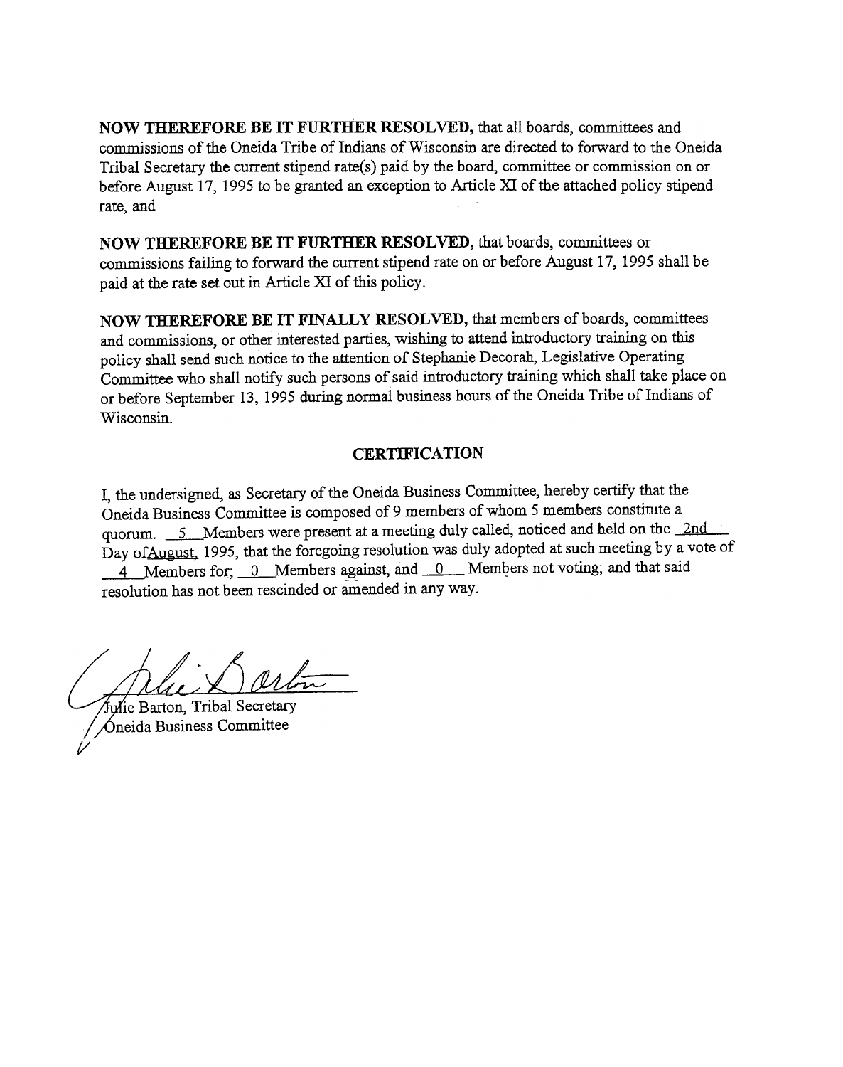**NOW THEREFORE BE IT FURTHER RESOLVED,** that all boards, committees and commissions of the Oneida Tribe of Indians of Wisconsin are directed to forward to the Oneida Tribal Secretary the current stipend rate(s) paid by the board, committee or commission on or before August 17, 1995 to be granted an exception to Article XI of the attached policy stipend rate, and

**NOW THEREFORE BE IT FURTHER RESOLVED,** that boards, committees or commissions failing to forward the current stipend rate on or before August 17, 1995 shall be paid at the rate set out in Article XI of this policy.

**NOW THEREFORE BE IT FINALLY RESOLVED,** that members of boards, committees and commissions, or other interested parties, wishing to attend introductory training on this policy shall send such notice to the attention of Stephanie Decorah, Legislative Operating Committee who shall notify such persons of said introductory training which shall take place on or before September 13, 1995 during normal business hours of the Oneida Tribe of Indians of Wisconsin.

## CERTIFICATION

I, the undersigned, as Secretary of the Oneida Business Committee, hereby certify that the Oneida Business Committee is composed of 9 members of whom 5 members constitute a quorum. 5 Members were present at a meeting duly called, noticed and held on the 2nd Day of August, 1995, that the foregoing resolution was duly adopted at such meeting by a vote of 4 Members for; 0 Members against, and 0 Members not voting; and that said resolution has not been rescinded or amended in any way.

Julie Barton, Tribal Secretary
Oneida Business Committee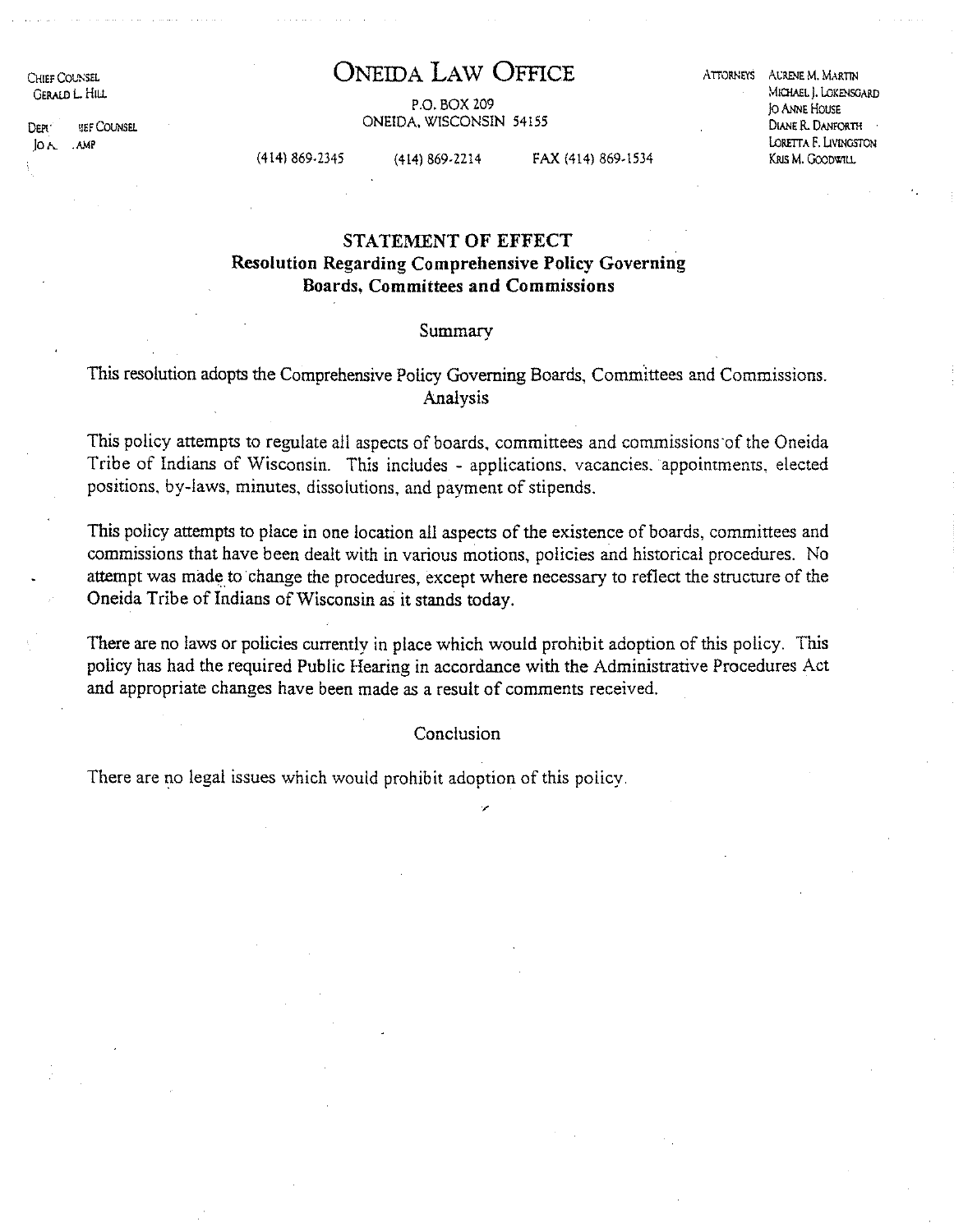CHIEF COUNSEL
GERALD L. HILL

DEP' IEF COUNSEL
JO A. AMP

# ONEIDA LAW OFFICE

P.O. BOX 209
ONEIDA, WISCONSIN 54155

(414) 869-2345 (414) 869-2214 FAX (414) 869-1534

ATTORNEYS AURENE M. MARTIN
MICHAEL J. LOKENSGARD
JO ANNE HOUSE
DIANE R. DANFORTH
LORETTA F. LIVINGSTON
KRIS M. GOODWILL

## STATEMENT OF EFFECT
### Resolution Regarding Comprehensive Policy Governing Boards, Committees and Commissions

Summary

This resolution adopts the Comprehensive Policy Governing Boards, Committees and Commissions.

Analysis

This policy attempts to regulate all aspects of boards, committees and commissions of the Oneida Tribe of Indians of Wisconsin. This includes - applications, vacancies, appointments, elected positions, by-laws, minutes, dissolutions, and payment of stipends.

This policy attempts to place in one location all aspects of the existence of boards, committees and commissions that have been dealt with in various motions, policies and historical procedures. No attempt was made to change the procedures, except where necessary to reflect the structure of the Oneida Tribe of Indians of Wisconsin as it stands today.

There are no laws or policies currently in place which would prohibit adoption of this policy. This policy has had the required Public Hearing in accordance with the Administrative Procedures Act and appropriate changes have been made as a result of comments received.

Conclusion

There are no legal issues which would prohibit adoption of this policy.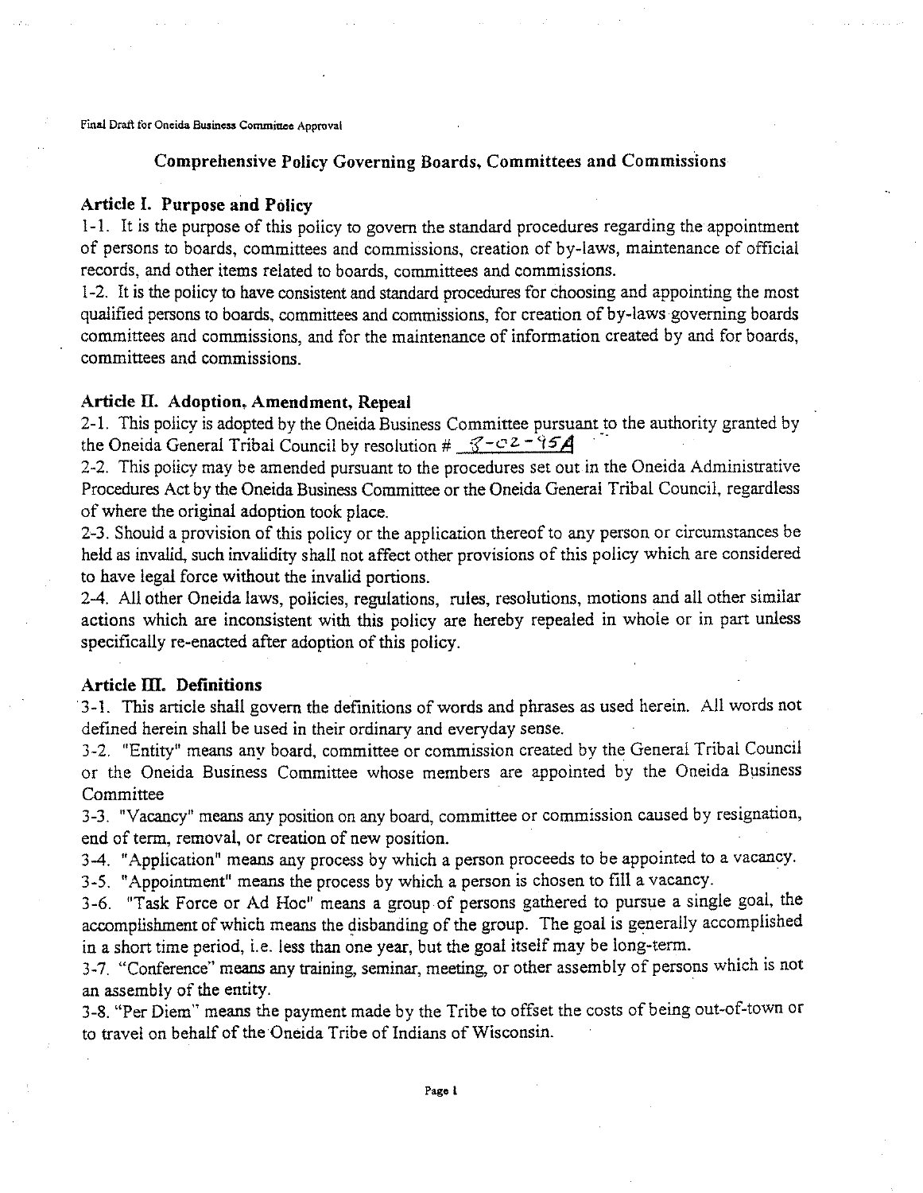Final Draft for Oneida Business Committee Approval

## Comprehensive Policy Governing Boards, Committees and Commissions

### Article I. Purpose and Policy

1-1. It is the purpose of this policy to govern the standard procedures regarding the appointment of persons to boards, committees and commissions, creation of by-laws, maintenance of official records, and other items related to boards, committees and commissions.

1-2. It is the policy to have consistent and standard procedures for choosing and appointing the most qualified persons to boards, committees and commissions, for creation of by-laws governing boards committees and commissions, and for the maintenance of information created by and for boards, committees and commissions.

### Article II. Adoption, Amendment, Repeal

2-1. This policy is adopted by the Oneida Business Committee pursuant to the authority granted by the Oneida General Tribal Council by resolution # 8-02-95A

2-2. This policy may be amended pursuant to the procedures set out in the Oneida Administrative Procedures Act by the Oneida Business Committee or the Oneida General Tribal Council, regardless of where the original adoption took place.

2-3. Should a provision of this policy or the application thereof to any person or circumstances be held as invalid, such invalidity shall not affect other provisions of this policy which are considered to have legal force without the invalid portions.

2-4. All other Oneida laws, policies, regulations, rules, resolutions, motions and all other similar actions which are inconsistent with this policy are hereby repealed in whole or in part unless specifically re-enacted after adoption of this policy.

### Article III. Definitions

3-1. This article shall govern the definitions of words and phrases as used herein. All words not defined herein shall be used in their ordinary and everyday sense.

3-2. "Entity" means any board, committee or commission created by the General Tribal Council or the Oneida Business Committee whose members are appointed by the Oneida Business Committee

3-3. "Vacancy" means any position on any board, committee or commission caused by resignation, end of term, removal, or creation of new position.

3-4. "Application" means any process by which a person proceeds to be appointed to a vacancy.

3-5. "Appointment" means the process by which a person is chosen to fill a vacancy.

3-6. "Task Force or Ad Hoc" means a group of persons gathered to pursue a single goal, the accomplishment of which means the disbanding of the group. The goal is generally accomplished in a short time period, i.e. less than one year, but the goal itself may be long-term.

3-7. "Conference" means any training, seminar, meeting, or other assembly of persons which is not an assembly of the entity.

3-8. "Per Diem" means the payment made by the Tribe to offset the costs of being out-of-town or to travel on behalf of the Oneida Tribe of Indians of Wisconsin.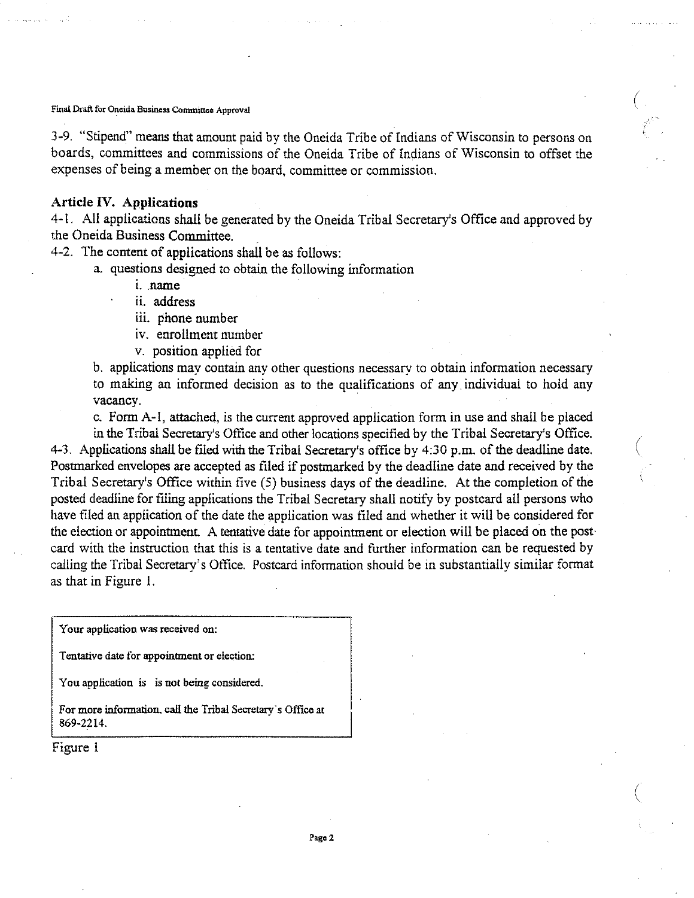3-9. "Stipend" means that amount paid by the Oneida Tribe of Indians of Wisconsin to persons on boards, committees and commissions of the Oneida Tribe of Indians of Wisconsin to offset the expenses of being a member on the board, committee or commission.

### Article IV. Applications

4-1. All applications shall be generated by the Oneida Tribal Secretary's Office and approved by the Oneida Business Committee.

4-2. The content of applications shall be as follows:

a. questions designed to obtain the following information

- i. name
- ii. address
- iii. phone number
- iv. enrollment number
- v. position applied for

b. applications may contain any other questions necessary to obtain information necessary to making an informed decision as to the qualifications of any individual to hold any vacancy.

c. Form A-1, attached, is the current approved application form in use and shall be placed in the Tribal Secretary's Office and other locations specified by the Tribal Secretary's Office.

4-3. Applications shall be filed with the Tribal Secretary's office by 4:30 p.m. of the deadline date. Postmarked envelopes are accepted as filed if postmarked by the deadline date and received by the Tribal Secretary's Office within five (5) business days of the deadline. At the completion of the posted deadline for filing applications the Tribal Secretary shall notify by postcard all persons who have filed an application of the date the application was filed and whether it will be considered for the election or appointment. A tentative date for appointment or election will be placed on the post-card with the instruction that this is a tentative date and further information can be requested by calling the Tribal Secretary's Office. Postcard information should be in substantially similar format as that in Figure 1.

> Your application was received on:
>
> Tentative date for appointment or election:
>
> You application is is not being considered.
>
> For more information, call the Tribal Secretary's Office at 869-2214.

Figure 1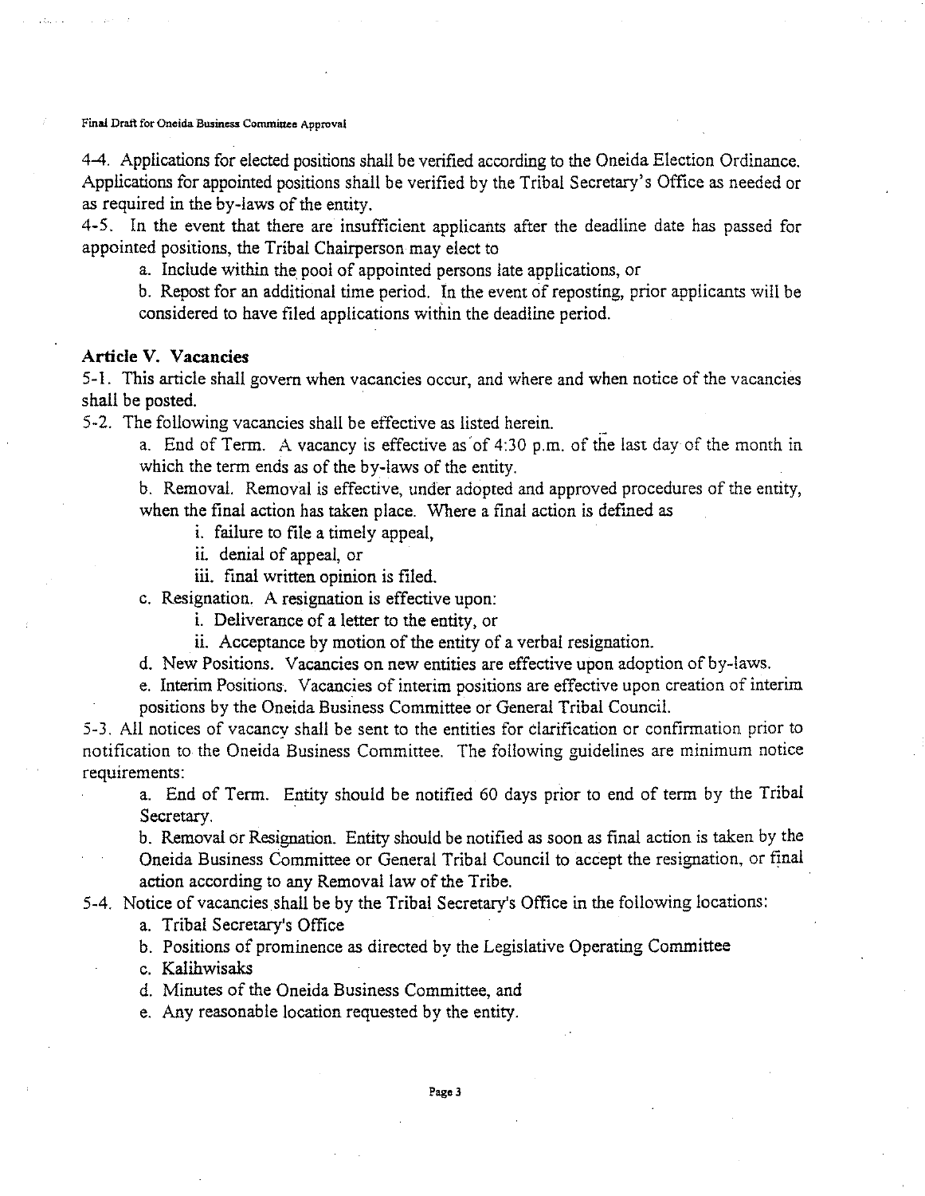4-4. Applications for elected positions shall be verified according to the Oneida Election Ordinance. Applications for appointed positions shall be verified by the Tribal Secretary's Office as needed or as required in the by-laws of the entity.

4-5. In the event that there are insufficient applicants after the deadline date has passed for appointed positions, the Tribal Chairperson may elect to

a. Include within the pool of appointed persons late applications, or

b. Repost for an additional time period. In the event of reposting, prior applicants will be considered to have filed applications within the deadline period.

### Article V. Vacancies

5-1. This article shall govern when vacancies occur, and where and when notice of the vacancies shall be posted.

5-2. The following vacancies shall be effective as listed herein.

a. End of Term. A vacancy is effective as of 4:30 p.m. of the last day of the month in which the term ends as of the by-laws of the entity.

b. Removal. Removal is effective, under adopted and approved procedures of the entity, when the final action has taken place. Where a final action is defined as

i. failure to file a timely appeal,

ii. denial of appeal, or

iii. final written opinion is filed.

c. Resignation. A resignation is effective upon:

i. Deliverance of a letter to the entity, or

ii. Acceptance by motion of the entity of a verbal resignation.

d. New Positions. Vacancies on new entities are effective upon adoption of by-laws.

e. Interim Positions. Vacancies of interim positions are effective upon creation of interim positions by the Oneida Business Committee or General Tribal Council.

5-3. All notices of vacancy shall be sent to the entities for clarification or confirmation prior to notification to the Oneida Business Committee. The following guidelines are minimum notice requirements:

a. End of Term. Entity should be notified 60 days prior to end of term by the Tribal Secretary.

b. Removal or Resignation. Entity should be notified as soon as final action is taken by the Oneida Business Committee or General Tribal Council to accept the resignation, or final action according to any Removal law of the Tribe.

5-4. Notice of vacancies shall be by the Tribal Secretary's Office in the following locations:

a. Tribal Secretary's Office

b. Positions of prominence as directed by the Legislative Operating Committee

c. Kalihwisaks

d. Minutes of the Oneida Business Committee, and

e. Any reasonable location requested by the entity.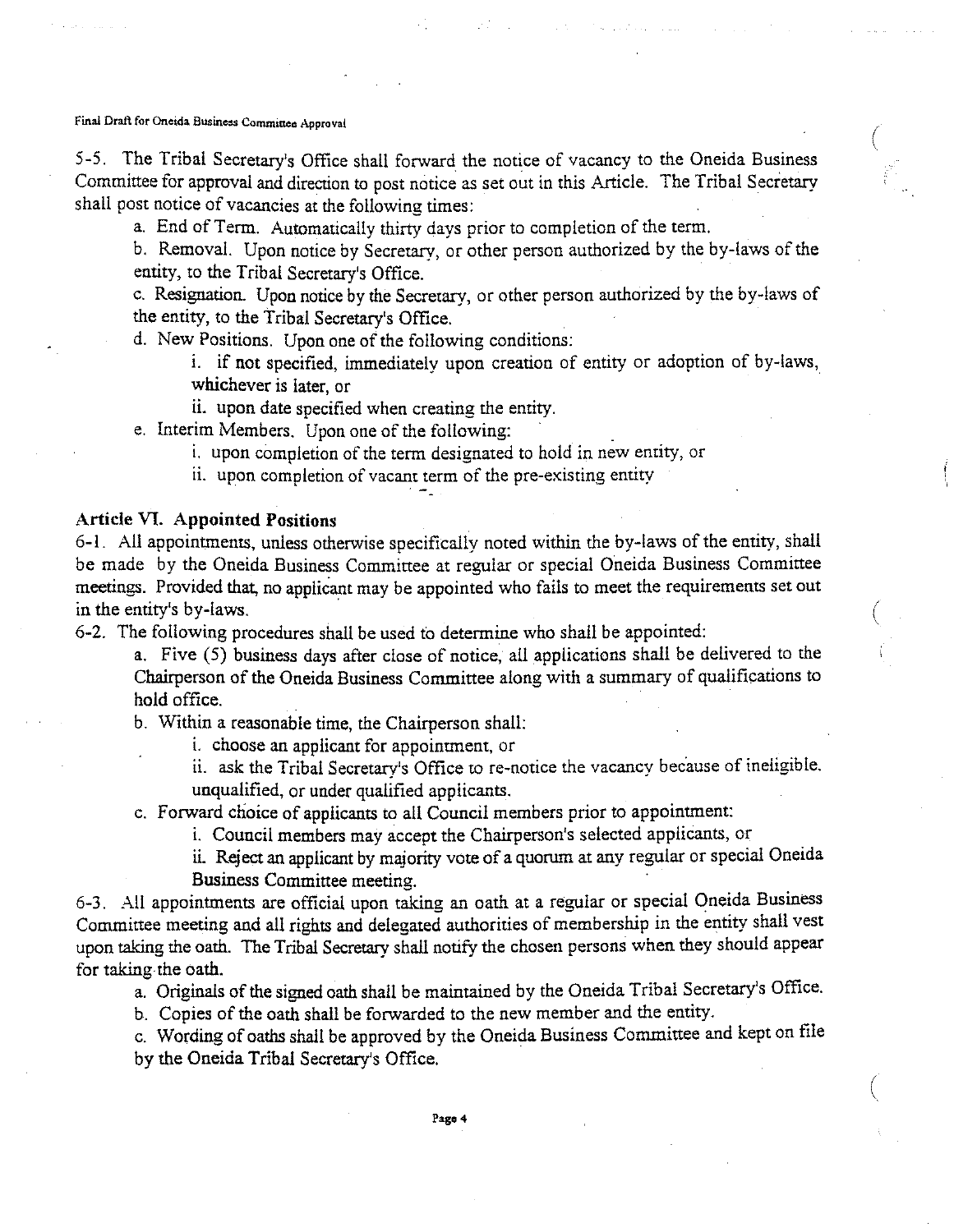5-5. The Tribal Secretary's Office shall forward the notice of vacancy to the Oneida Business Committee for approval and direction to post notice as set out in this Article. The Tribal Secretary shall post notice of vacancies at the following times:

a. End of Term. Automatically thirty days prior to completion of the term.

b. Removal. Upon notice by Secretary, or other person authorized by the by-laws of the entity, to the Tribal Secretary's Office.

c. Resignation. Upon notice by the Secretary, or other person authorized by the by-laws of the entity, to the Tribal Secretary's Office.

d. New Positions. Upon one of the following conditions:

i. if not specified, immediately upon creation of entity or adoption of by-laws, whichever is later, or

ii. upon date specified when creating the entity.

e. Interim Members. Upon one of the following:

i. upon completion of the term designated to hold in new entity, or

ii. upon completion of vacant term of the pre-existing entity

## Article VI. Appointed Positions

6-1. All appointments, unless otherwise specifically noted within the by-laws of the entity, shall be made by the Oneida Business Committee at regular or special Oneida Business Committee meetings. Provided that, no applicant may be appointed who fails to meet the requirements set out in the entity's by-laws.

6-2. The following procedures shall be used to determine who shall be appointed:

a. Five (5) business days after close of notice, all applications shall be delivered to the Chairperson of the Oneida Business Committee along with a summary of qualifications to hold office.

b. Within a reasonable time, the Chairperson shall:

i. choose an applicant for appointment, or

ii. ask the Tribal Secretary's Office to re-notice the vacancy because of ineligible, unqualified, or under qualified applicants.

c. Forward choice of applicants to all Council members prior to appointment:

i. Council members may accept the Chairperson's selected applicants, or

ii. Reject an applicant by majority vote of a quorum at any regular or special Oneida Business Committee meeting.

6-3. All appointments are official upon taking an oath at a regular or special Oneida Business Committee meeting and all rights and delegated authorities of membership in the entity shall vest upon taking the oath. The Tribal Secretary shall notify the chosen persons when they should appear for taking the oath.

a. Originals of the signed oath shall be maintained by the Oneida Tribal Secretary's Office.

b. Copies of the oath shall be forwarded to the new member and the entity.

c. Wording of oaths shall be approved by the Oneida Business Committee and kept on file by the Oneida Tribal Secretary's Office.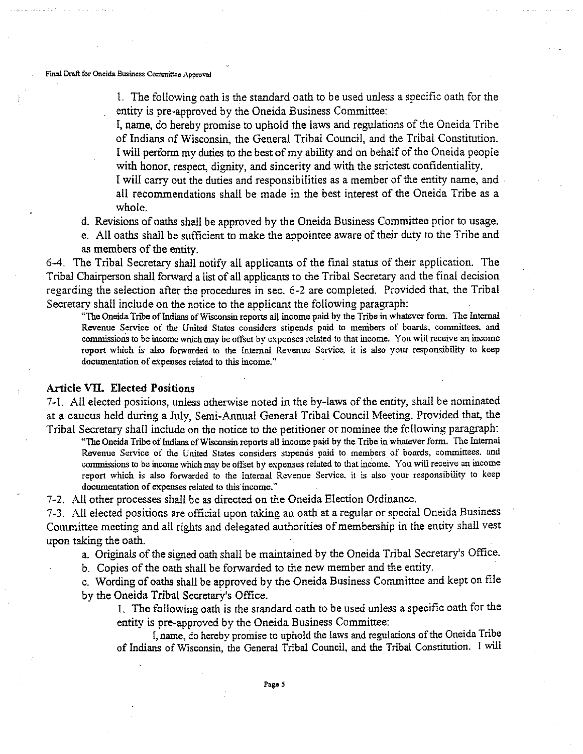1. The following oath is the standard oath to be used unless a specific oath for the entity is pre-approved by the Oneida Business Committee:

I, name, do hereby promise to uphold the laws and regulations of the Oneida Tribe of Indians of Wisconsin, the General Tribal Council, and the Tribal Constitution. I will perform my duties to the best of my ability and on behalf of the Oneida people with honor, respect, dignity, and sincerity and with the strictest confidentiality.

I will carry out the duties and responsibilities as a member of the entity name, and all recommendations shall be made in the best interest of the Oneida Tribe as a whole.

d. Revisions of oaths shall be approved by the Oneida Business Committee prior to usage.

e. All oaths shall be sufficient to make the appointee aware of their duty to the Tribe and as members of the entity.

6-4. The Tribal Secretary shall notify all applicants of the final status of their application. The Tribal Chairperson shall forward a list of all applicants to the Tribal Secretary and the final decision regarding the selection after the procedures in sec. 6-2 are completed. Provided that, the Tribal Secretary shall include on the notice to the applicant the following paragraph:

> "The Oneida Tribe of Indians of Wisconsin reports all income paid by the Tribe in whatever form. The Internal Revenue Service of the United States considers stipends paid to members of boards, committees, and commissions to be income which may be offset by expenses related to that income. You will receive an income report which is also forwarded to the Internal Revenue Service, it is also your responsibility to keep documentation of expenses related to this income."

### Article VII. Elected Positions

7-1. All elected positions, unless otherwise noted in the by-laws of the entity, shall be nominated at a caucus held during a July, Semi-Annual General Tribal Council Meeting. Provided that, the Tribal Secretary shall include on the notice to the petitioner or nominee the following paragraph:

> "The Oneida Tribe of Indians of Wisconsin reports all income paid by the Tribe in whatever form. The Internal Revenue Service of the United States considers stipends paid to members of boards, committees, and commissions to be income which may be offset by expenses related to that income. You will receive an income report which is also forwarded to the Internal Revenue Service, it is also your responsibility to keep documentation of expenses related to this income."

7-2. All other processes shall be as directed on the Oneida Election Ordinance.

7-3. All elected positions are official upon taking an oath at a regular or special Oneida Business Committee meeting and all rights and delegated authorities of membership in the entity shall vest upon taking the oath.

a. Originals of the signed oath shall be maintained by the Oneida Tribal Secretary's Office.

b. Copies of the oath shall be forwarded to the new member and the entity.

c. Wording of oaths shall be approved by the Oneida Business Committee and kept on file by the Oneida Tribal Secretary's Office.

1. The following oath is the standard oath to be used unless a specific oath for the entity is pre-approved by the Oneida Business Committee:

I, name, do hereby promise to uphold the laws and regulations of the Oneida Tribe of Indians of Wisconsin, the General Tribal Council, and the Tribal Constitution. I will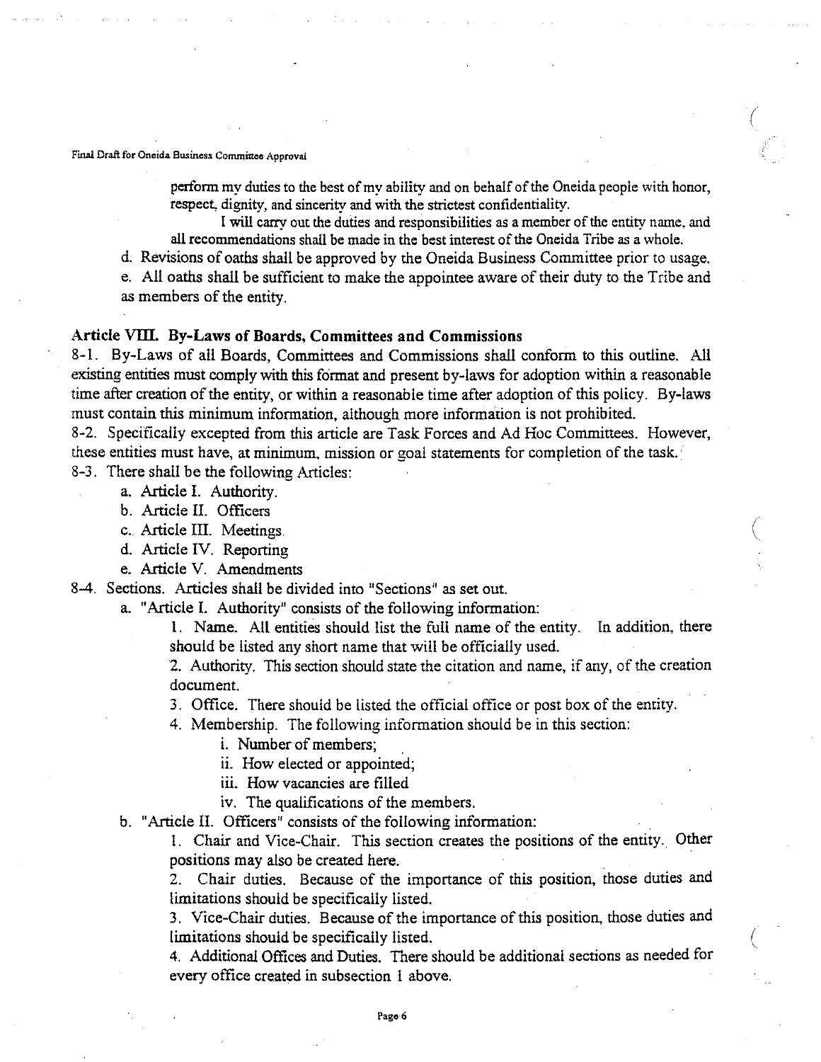perform my duties to the best of my ability and on behalf of the Oneida people with honor, respect, dignity, and sincerity and with the strictest confidentiality.

I will carry out the duties and responsibilities as a member of the entity name, and all recommendations shall be made in the best interest of the Oneida Tribe as a whole.

d. Revisions of oaths shall be approved by the Oneida Business Committee prior to usage.

e. All oaths shall be sufficient to make the appointee aware of their duty to the Tribe and as members of the entity.

### Article VIII. By-Laws of Boards, Committees and Commissions

8-1. By-Laws of all Boards, Committees and Commissions shall conform to this outline. All existing entities must comply with this format and present by-laws for adoption within a reasonable time after creation of the entity, or within a reasonable time after adoption of this policy. By-laws must contain this minimum information, although more information is not prohibited.

8-2. Specifically excepted from this article are Task Forces and Ad Hoc Committees. However, these entities must have, at minimum, mission or goal statements for completion of the task.

8-3. There shall be the following Articles:

- a. Article I. Authority.
- b. Article II. Officers
- c. Article III. Meetings.
- d. Article IV. Reporting
- e. Article V. Amendments

8-4. Sections. Articles shall be divided into "Sections" as set out.

- a. "Article I. Authority" consists of the following information:
  1. Name. All entities should list the full name of the entity. In addition, there should be listed any short name that will be officially used.
  2. Authority. This section should state the citation and name, if any, of the creation document.
  3. Office. There should be listed the official office or post box of the entity.
  4. Membership. The following information should be in this section:
     - i. Number of members;
     - ii. How elected or appointed;
     - iii. How vacancies are filled
     - iv. The qualifications of the members.
- b. "Article II. Officers" consists of the following information:
  1. Chair and Vice-Chair. This section creates the positions of the entity. Other positions may also be created here.
  2. Chair duties. Because of the importance of this position, those duties and limitations should be specifically listed.
  3. Vice-Chair duties. Because of the importance of this position, those duties and limitations should be specifically listed.
  4. Additional Offices and Duties. There should be additional sections as needed for every office created in subsection 1 above.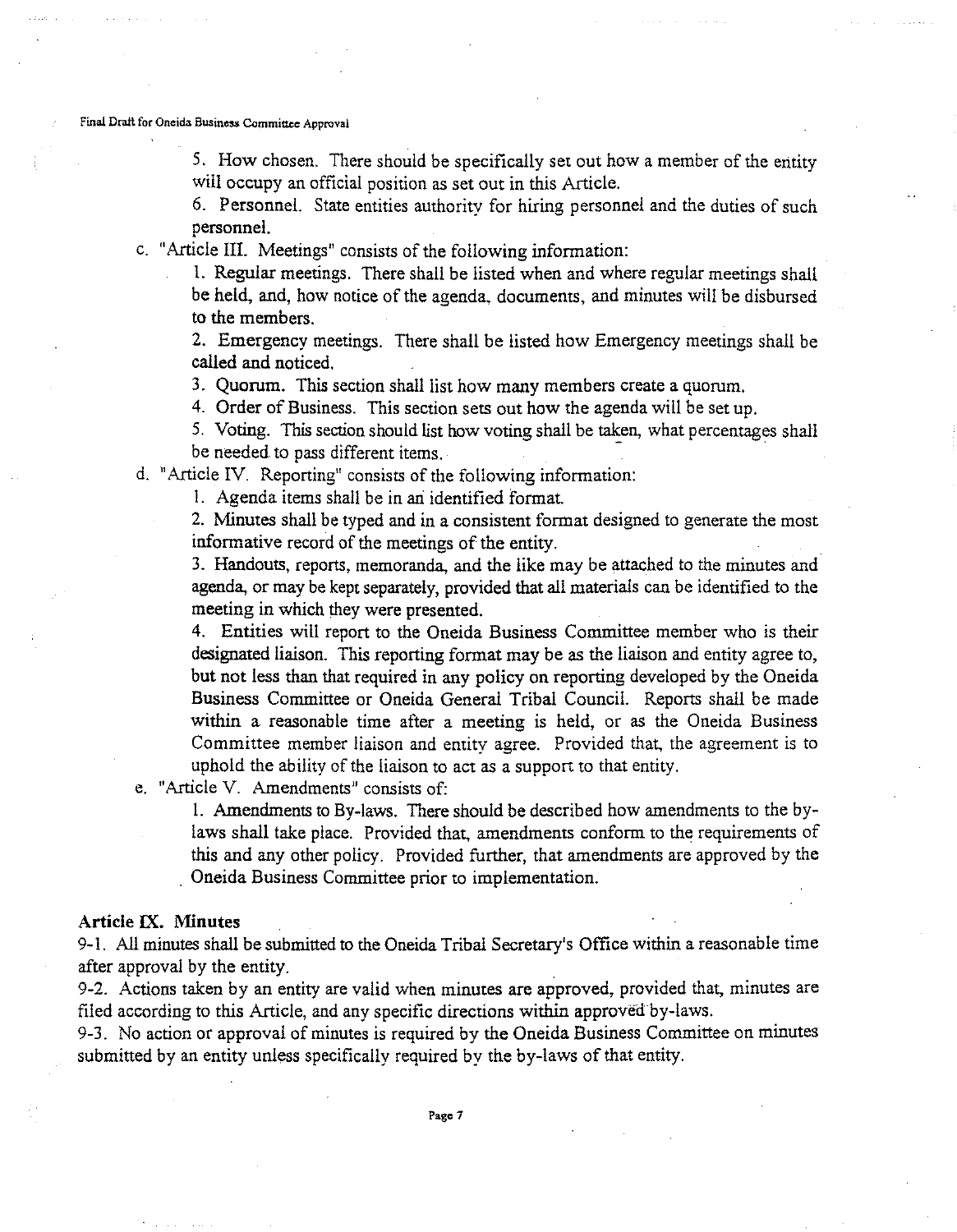5. How chosen. There should be specifically set out how a member of the entity will occupy an official position as set out in this Article.

6. Personnel. State entities authority for hiring personnel and the duties of such personnel.

c. "Article III. Meetings" consists of the following information:

1. Regular meetings. There shall be listed when and where regular meetings shall be held, and, how notice of the agenda, documents, and minutes will be disbursed to the members.

2. Emergency meetings. There shall be listed how Emergency meetings shall be called and noticed.

3. Quorum. This section shall list how many members create a quorum.

4. Order of Business. This section sets out how the agenda will be set up.

5. Voting. This section should list how voting shall be taken, what percentages shall be needed to pass different items.

d. "Article IV. Reporting" consists of the following information:

1. Agenda items shall be in an identified format.

2. Minutes shall be typed and in a consistent format designed to generate the most informative record of the meetings of the entity.

3. Handouts, reports, memoranda, and the like may be attached to the minutes and agenda, or may be kept separately, provided that all materials can be identified to the meeting in which they were presented.

4. Entities will report to the Oneida Business Committee member who is their designated liaison. This reporting format may be as the liaison and entity agree to, but not less than that required in any policy on reporting developed by the Oneida Business Committee or Oneida General Tribal Council. Reports shall be made within a reasonable time after a meeting is held, or as the Oneida Business Committee member liaison and entity agree. Provided that, the agreement is to uphold the ability of the liaison to act as a support to that entity.

e. "Article V. Amendments" consists of:

1. Amendments to By-laws. There should be described how amendments to the by-laws shall take place. Provided that, amendments conform to the requirements of this and any other policy. Provided further, that amendments are approved by the Oneida Business Committee prior to implementation.

**Article IX. Minutes**

9-1. All minutes shall be submitted to the Oneida Tribal Secretary's Office within a reasonable time after approval by the entity.

9-2. Actions taken by an entity are valid when minutes are approved, provided that, minutes are filed according to this Article, and any specific directions within approved by-laws.

9-3. No action or approval of minutes is required by the Oneida Business Committee on minutes submitted by an entity unless specifically required by the by-laws of that entity.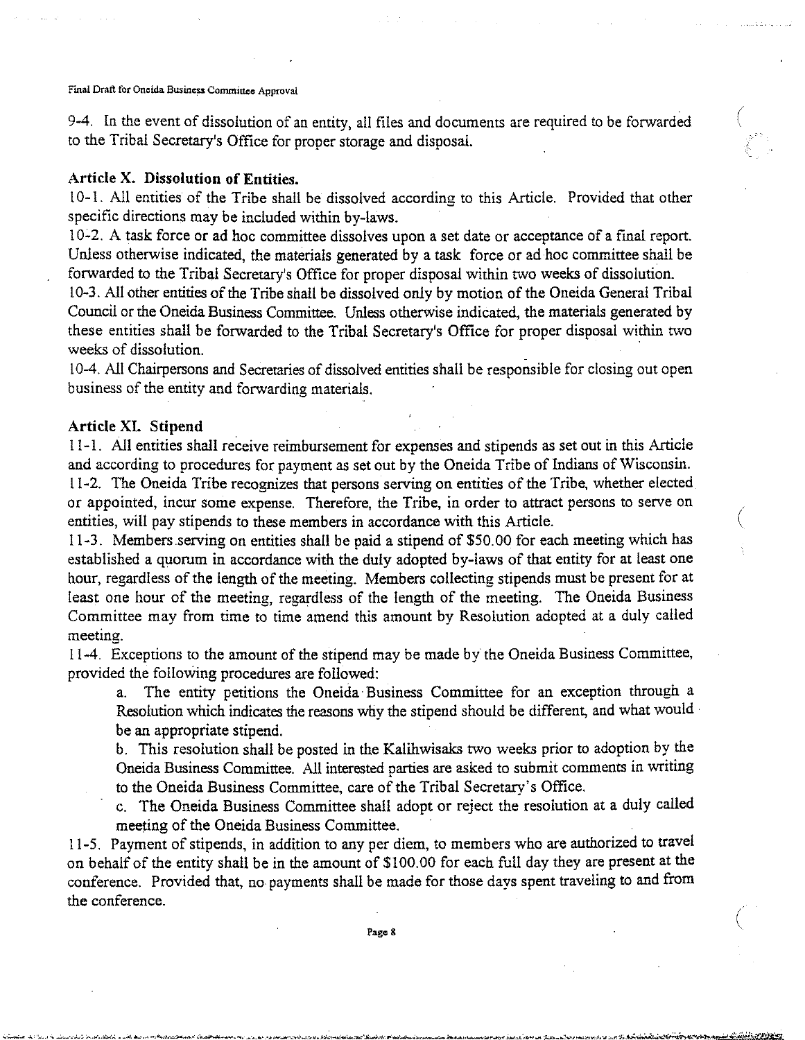9-4. In the event of dissolution of an entity, all files and documents are required to be forwarded to the Tribal Secretary's Office for proper storage and disposal.

**Article X. Dissolution of Entities.**

10-1. All entities of the Tribe shall be dissolved according to this Article. Provided that other specific directions may be included within by-laws.

10-2. A task force or ad hoc committee dissolves upon a set date or acceptance of a final report. Unless otherwise indicated, the materials generated by a task force or ad hoc committee shall be forwarded to the Tribal Secretary's Office for proper disposal within two weeks of dissolution.

10-3. All other entities of the Tribe shall be dissolved only by motion of the Oneida General Tribal Council or the Oneida Business Committee. Unless otherwise indicated, the materials generated by these entities shall be forwarded to the Tribal Secretary's Office for proper disposal within two weeks of dissolution.

10-4. All Chairpersons and Secretaries of dissolved entities shall be responsible for closing out open business of the entity and forwarding materials.

**Article XI. Stipend**

11-1. All entities shall receive reimbursement for expenses and stipends as set out in this Article and according to procedures for payment as set out by the Oneida Tribe of Indians of Wisconsin.

11-2. The Oneida Tribe recognizes that persons serving on entities of the Tribe, whether elected or appointed, incur some expense. Therefore, the Tribe, in order to attract persons to serve on entities, will pay stipends to these members in accordance with this Article.

11-3. Members serving on entities shall be paid a stipend of $50.00 for each meeting which has established a quorum in accordance with the duly adopted by-laws of that entity for at least one hour, regardless of the length of the meeting. Members collecting stipends must be present for at least one hour of the meeting, regardless of the length of the meeting. The Oneida Business Committee may from time to time amend this amount by Resolution adopted at a duly called meeting.

11-4. Exceptions to the amount of the stipend may be made by the Oneida Business Committee, provided the following procedures are followed:

a. The entity petitions the Oneida Business Committee for an exception through a Resolution which indicates the reasons why the stipend should be different, and what would be an appropriate stipend.

b. This resolution shall be posted in the Kalihwisaks two weeks prior to adoption by the Oneida Business Committee. All interested parties are asked to submit comments in writing to the Oneida Business Committee, care of the Tribal Secretary's Office.

c. The Oneida Business Committee shall adopt or reject the resolution at a duly called meeting of the Oneida Business Committee.

11-5. Payment of stipends, in addition to any per diem, to members who are authorized to travel on behalf of the entity shall be in the amount of $100.00 for each full day they are present at the conference. Provided that, no payments shall be made for those days spent traveling to and from the conference.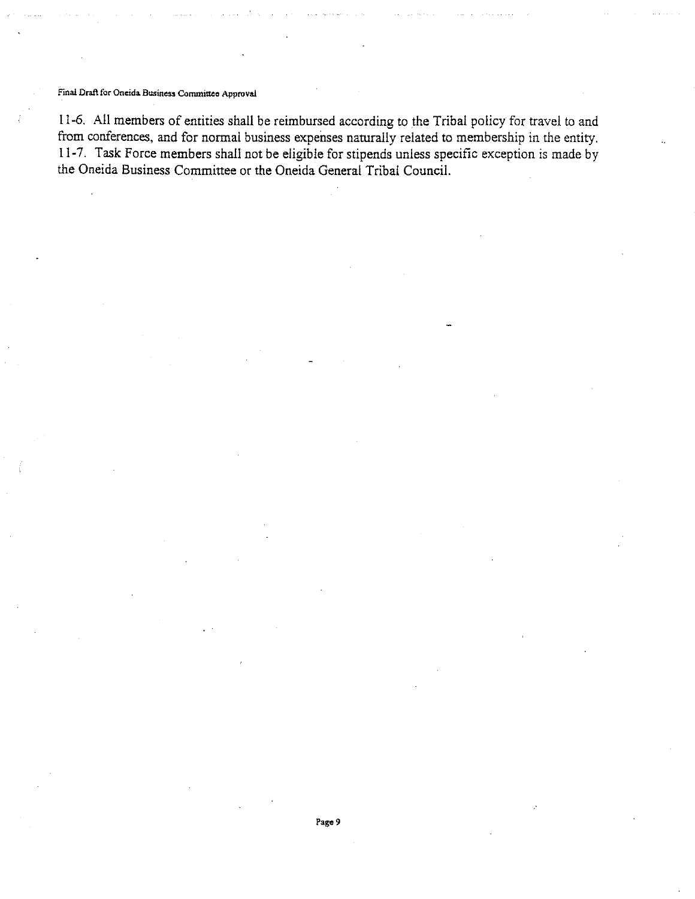11-6. All members of entities shall be reimbursed according to the Tribal policy for travel to and from conferences, and for normal business expenses naturally related to membership in the entity.
11-7. Task Force members shall not be eligible for stipends unless specific exception is made by the Oneida Business Committee or the Oneida General Tribal Council.